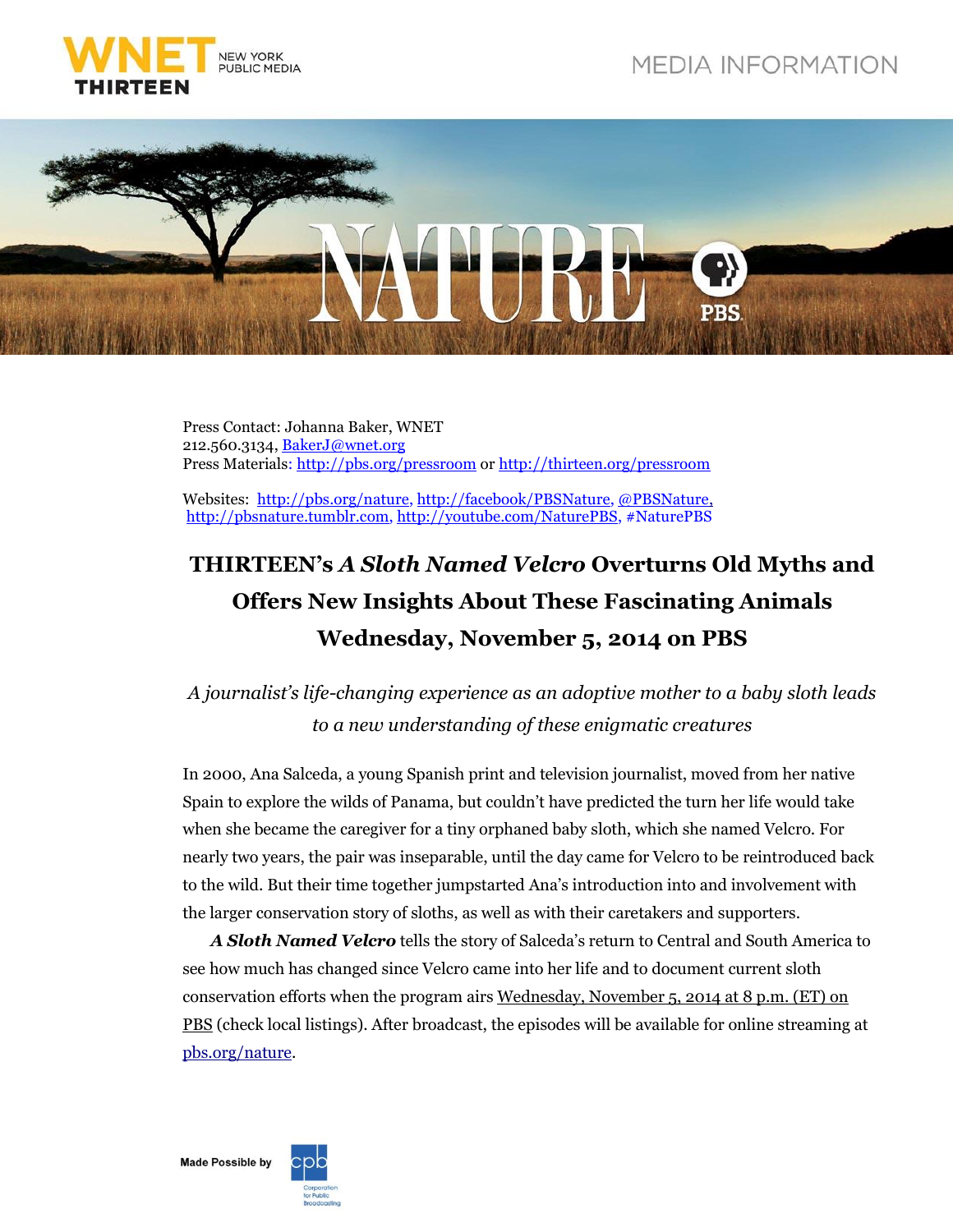WNET NEW YORK PUBLIC MEDIA THIRTEEN

MEDIA INFORMATION

NATURE PBS

Press Contact: Johanna Baker, WNET
212.560.3134, BakerJ@wnet.org
Press Materials: http://pbs.org/pressroom or http://thirteen.org/pressroom

Websites: http://pbs.org/nature, http://facebook/PBSNature, @PBSNature, http://pbsnature.tumblr.com, http://youtube.com/NaturePBS, #NaturePBS

# THIRTEEN's *A Sloth Named Velcro* Overturns Old Myths and Offers New Insights About These Fascinating Animals Wednesday, November 5, 2014 on PBS

*A journalist's life-changing experience as an adoptive mother to a baby sloth leads to a new understanding of these enigmatic creatures*

In 2000, Ana Salceda, a young Spanish print and television journalist, moved from her native Spain to explore the wilds of Panama, but couldn't have predicted the turn her life would take when she became the caregiver for a tiny orphaned baby sloth, which she named Velcro. For nearly two years, the pair was inseparable, until the day came for Velcro to be reintroduced back to the wild. But their time together jumpstarted Ana's introduction into and involvement with the larger conservation story of sloths, as well as with their caretakers and supporters.

***A Sloth Named Velcro*** tells the story of Salceda's return to Central and South America to see how much has changed since Velcro came into her life and to document current sloth conservation efforts when the program airs Wednesday, November 5, 2014 at 8 p.m. (ET) on PBS (check local listings). After broadcast, the episodes will be available for online streaming at pbs.org/nature.

Made Possible by cpb Corporation for Public Broadcasting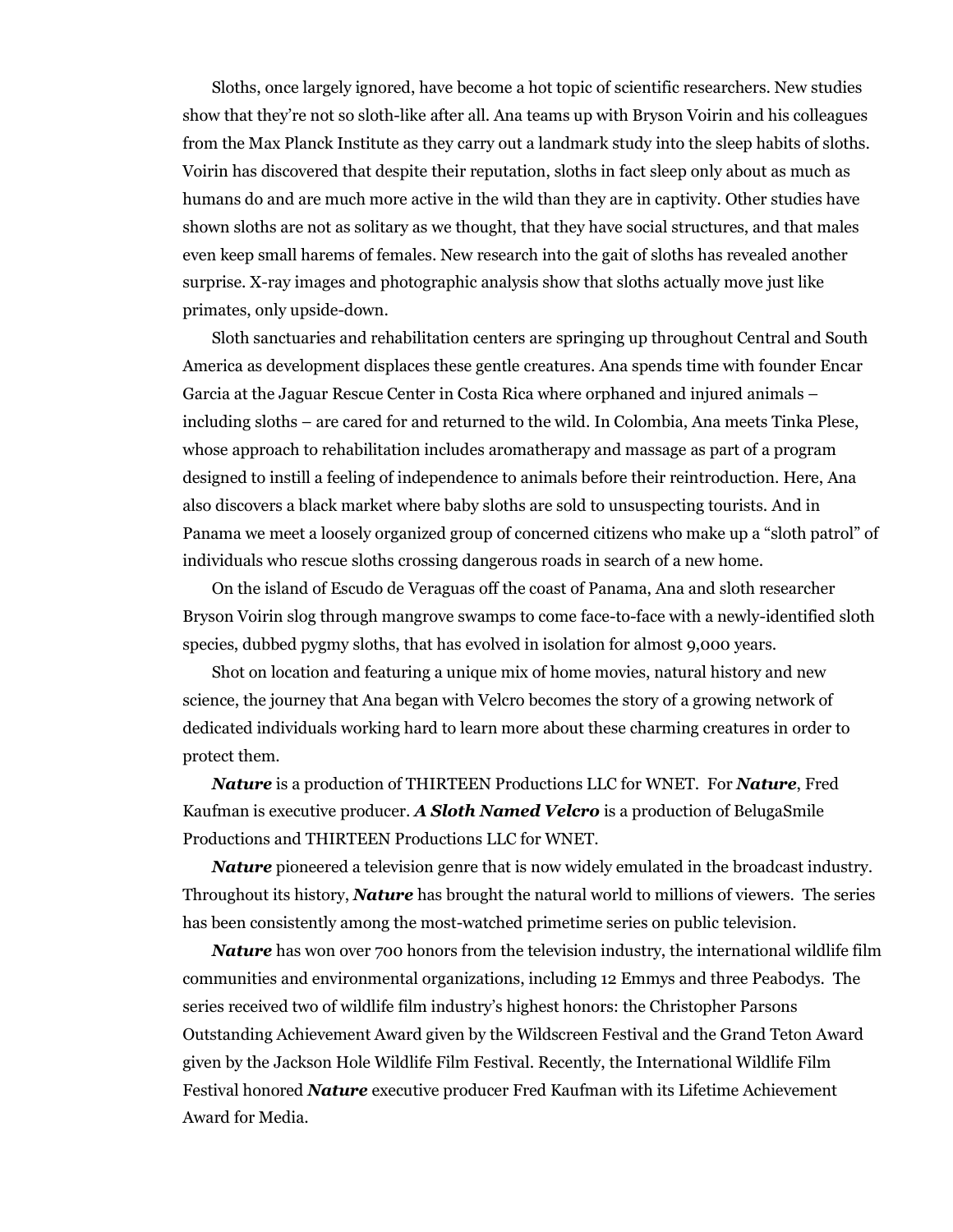Sloths, once largely ignored, have become a hot topic of scientific researchers. New studies show that they're not so sloth-like after all. Ana teams up with Bryson Voirin and his colleagues from the Max Planck Institute as they carry out a landmark study into the sleep habits of sloths. Voirin has discovered that despite their reputation, sloths in fact sleep only about as much as humans do and are much more active in the wild than they are in captivity. Other studies have shown sloths are not as solitary as we thought, that they have social structures, and that males even keep small harems of females. New research into the gait of sloths has revealed another surprise. X-ray images and photographic analysis show that sloths actually move just like primates, only upside-down.

Sloth sanctuaries and rehabilitation centers are springing up throughout Central and South America as development displaces these gentle creatures. Ana spends time with founder Encar Garcia at the Jaguar Rescue Center in Costa Rica where orphaned and injured animals – including sloths – are cared for and returned to the wild. In Colombia, Ana meets Tinka Plese, whose approach to rehabilitation includes aromatherapy and massage as part of a program designed to instill a feeling of independence to animals before their reintroduction. Here, Ana also discovers a black market where baby sloths are sold to unsuspecting tourists. And in Panama we meet a loosely organized group of concerned citizens who make up a "sloth patrol" of individuals who rescue sloths crossing dangerous roads in search of a new home.

On the island of Escudo de Veraguas off the coast of Panama, Ana and sloth researcher Bryson Voirin slog through mangrove swamps to come face-to-face with a newly-identified sloth species, dubbed pygmy sloths, that has evolved in isolation for almost 9,000 years.

Shot on location and featuring a unique mix of home movies, natural history and new science, the journey that Ana began with Velcro becomes the story of a growing network of dedicated individuals working hard to learn more about these charming creatures in order to protect them.

***Nature*** is a production of THIRTEEN Productions LLC for WNET. For ***Nature***, Fred Kaufman is executive producer. ***A Sloth Named Velcro*** is a production of BelugaSmile Productions and THIRTEEN Productions LLC for WNET.

***Nature*** pioneered a television genre that is now widely emulated in the broadcast industry. Throughout its history, ***Nature*** has brought the natural world to millions of viewers. The series has been consistently among the most-watched primetime series on public television.

***Nature*** has won over 700 honors from the television industry, the international wildlife film communities and environmental organizations, including 12 Emmys and three Peabodys. The series received two of wildlife film industry's highest honors: the Christopher Parsons Outstanding Achievement Award given by the Wildscreen Festival and the Grand Teton Award given by the Jackson Hole Wildlife Film Festival. Recently, the International Wildlife Film Festival honored ***Nature*** executive producer Fred Kaufman with its Lifetime Achievement Award for Media.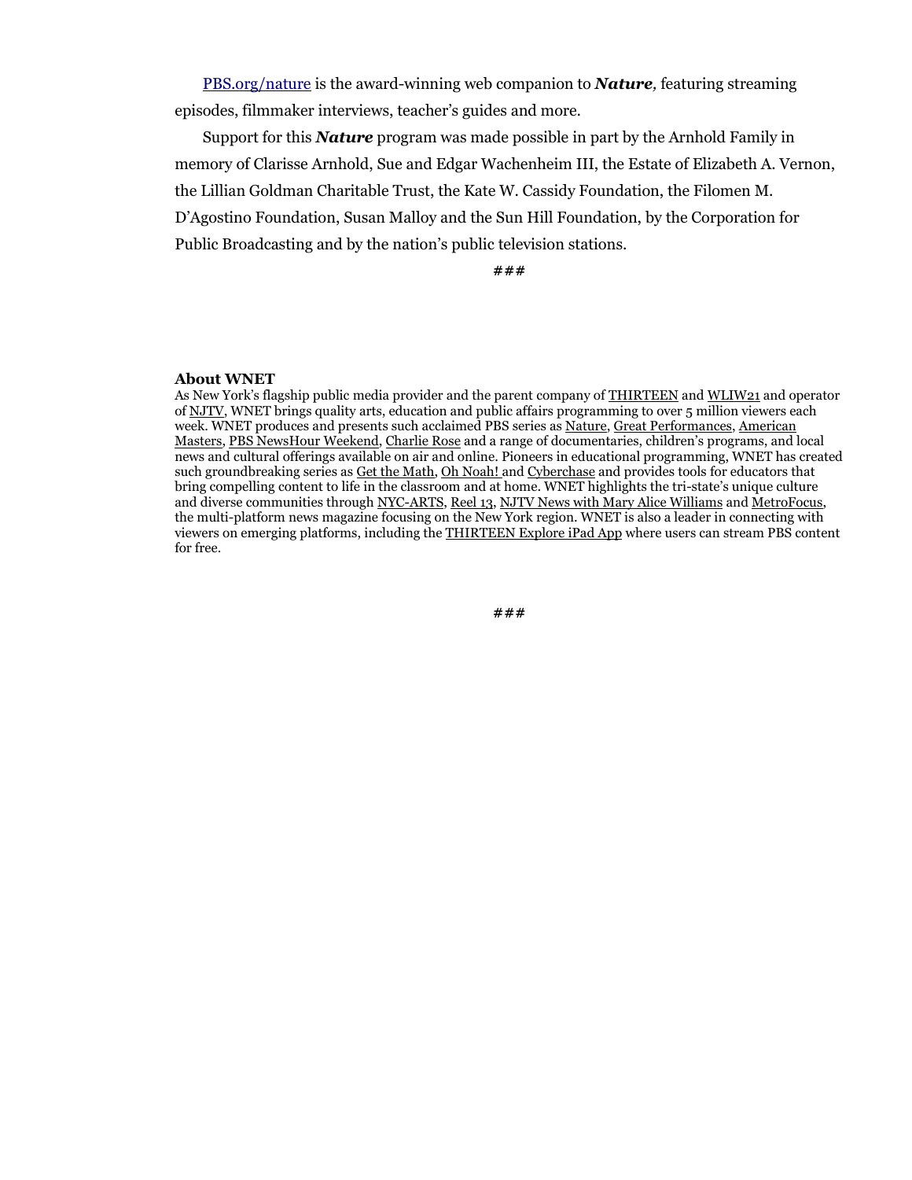PBS.org/nature is the award-winning web companion to ***Nature***, featuring streaming episodes, filmmaker interviews, teacher's guides and more.

Support for this ***Nature*** program was made possible in part by the Arnhold Family in memory of Clarisse Arnhold, Sue and Edgar Wachenheim III, the Estate of Elizabeth A. Vernon, the Lillian Goldman Charitable Trust, the Kate W. Cassidy Foundation, the Filomen M. D'Agostino Foundation, Susan Malloy and the Sun Hill Foundation, by the Corporation for Public Broadcasting and by the nation's public television stations.

###

**About WNET**

As New York's flagship public media provider and the parent company of THIRTEEN and WLIW21 and operator of NJTV, WNET brings quality arts, education and public affairs programming to over 5 million viewers each week. WNET produces and presents such acclaimed PBS series as Nature, Great Performances, American Masters, PBS NewsHour Weekend, Charlie Rose and a range of documentaries, children's programs, and local news and cultural offerings available on air and online. Pioneers in educational programming, WNET has created such groundbreaking series as Get the Math, Oh Noah! and Cyberchase and provides tools for educators that bring compelling content to life in the classroom and at home. WNET highlights the tri-state's unique culture and diverse communities through NYC-ARTS, Reel 13, NJTV News with Mary Alice Williams and MetroFocus, the multi-platform news magazine focusing on the New York region. WNET is also a leader in connecting with viewers on emerging platforms, including the THIRTEEN Explore iPad App where users can stream PBS content for free.

###